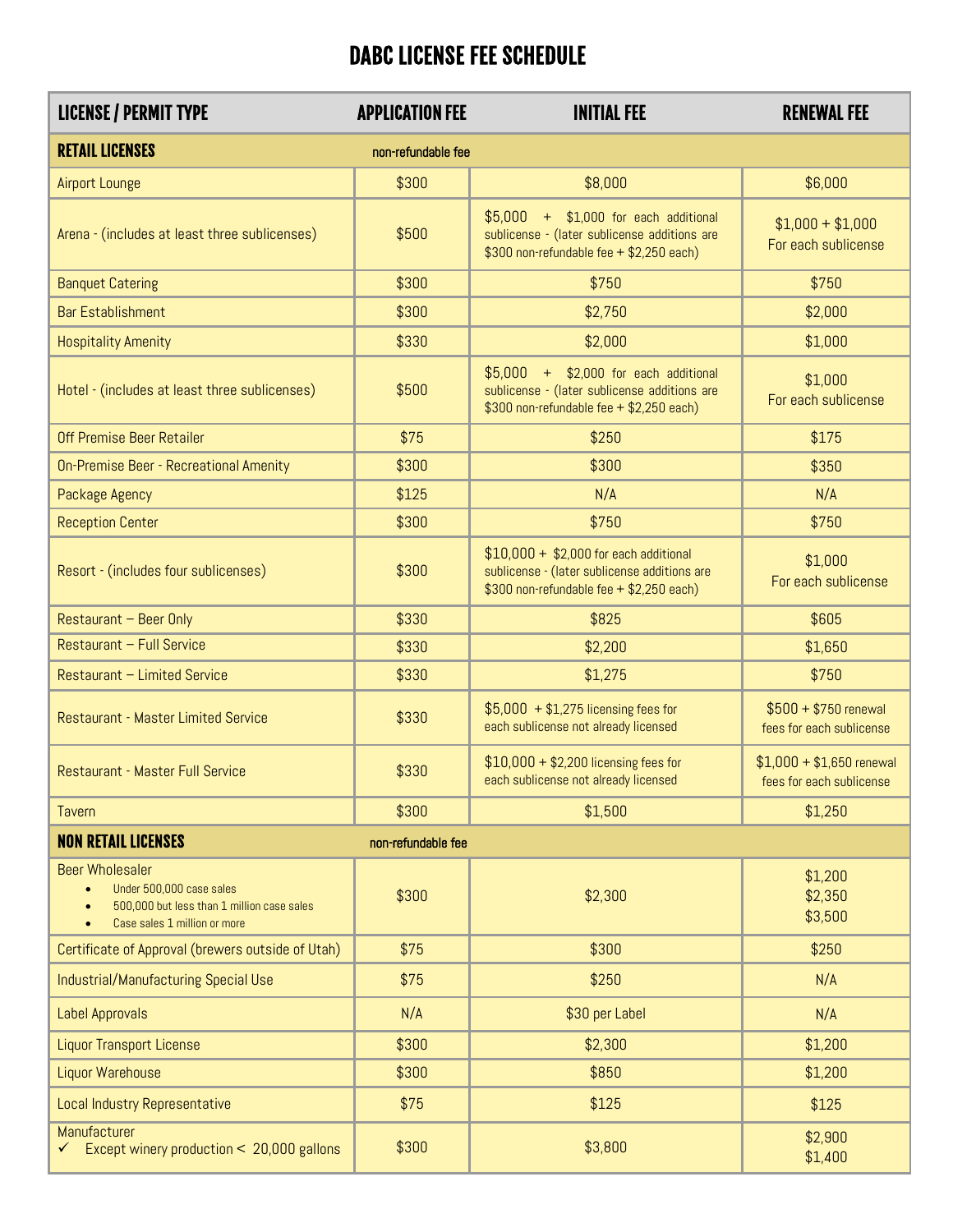# DABC LICENSE FEE SCHEDULE

| LICENSE / PERMIT TYPE | APPLICATION FEE | INITIAL FEE | RENEWAL FEE |
|---|---|---|---|
| **RETAIL LICENSES** | non-refundable fee | | |
| Airport Lounge | $300 | $8,000 | $6,000 |
| Arena - (includes at least three sublicenses) | $500 | $5,000 + $1,000 for each additional sublicense - (later sublicense additions are $300 non-refundable fee + $2,250 each) | $1,000 + $1,000 For each sublicense |
| Banquet Catering | $300 | $750 | $750 |
| Bar Establishment | $300 | $2,750 | $2,000 |
| Hospitality Amenity | $330 | $2,000 | $1,000 |
| Hotel - (includes at least three sublicenses) | $500 | $5,000 + $2,000 for each additional sublicense - (later sublicense additions are $300 non-refundable fee + $2,250 each) | $1,000 For each sublicense |
| Off Premise Beer Retailer | $75 | $250 | $175 |
| On-Premise Beer - Recreational Amenity | $300 | $300 | $350 |
| Package Agency | $125 | N/A | N/A |
| Reception Center | $300 | $750 | $750 |
| Resort - (includes four sublicenses) | $300 | $10,000 + $2,000 for each additional sublicense - (later sublicense additions are $300 non-refundable fee + $2,250 each) | $1,000 For each sublicense |
| Restaurant – Beer Only | $330 | $825 | $605 |
| Restaurant – Full Service | $330 | $2,200 | $1,650 |
| Restaurant – Limited Service | $330 | $1,275 | $750 |
| Restaurant - Master Limited Service | $330 | $5,000 + $1,275 licensing fees for each sublicense not already licensed | $500 + $750 renewal fees for each sublicense |
| Restaurant - Master Full Service | $330 | $10,000 + $2,200 licensing fees for each sublicense not already licensed | $1,000 + $1,650 renewal fees for each sublicense |
| Tavern | $300 | $1,500 | $1,250 |
| **NON RETAIL LICENSES** | non-refundable fee | | |
| Beer Wholesaler<br>• Under 500,000 case sales<br>• 500,000 but less than 1 million case sales<br>• Case sales 1 million or more | $300 | $2,300 | $1,200<br>$2,350<br>$3,500 |
| Certificate of Approval (brewers outside of Utah) | $75 | $300 | $250 |
| Industrial/Manufacturing Special Use | $75 | $250 | N/A |
| Label Approvals | N/A | $30 per Label | N/A |
| Liquor Transport License | $300 | $2,300 | $1,200 |
| Liquor Warehouse | $300 | $850 | $1,200 |
| Local Industry Representative | $75 | $125 | $125 |
| Manufacturer<br>✓ Except winery production < 20,000 gallons | $300 | $3,800 | $2,900<br>$1,400 |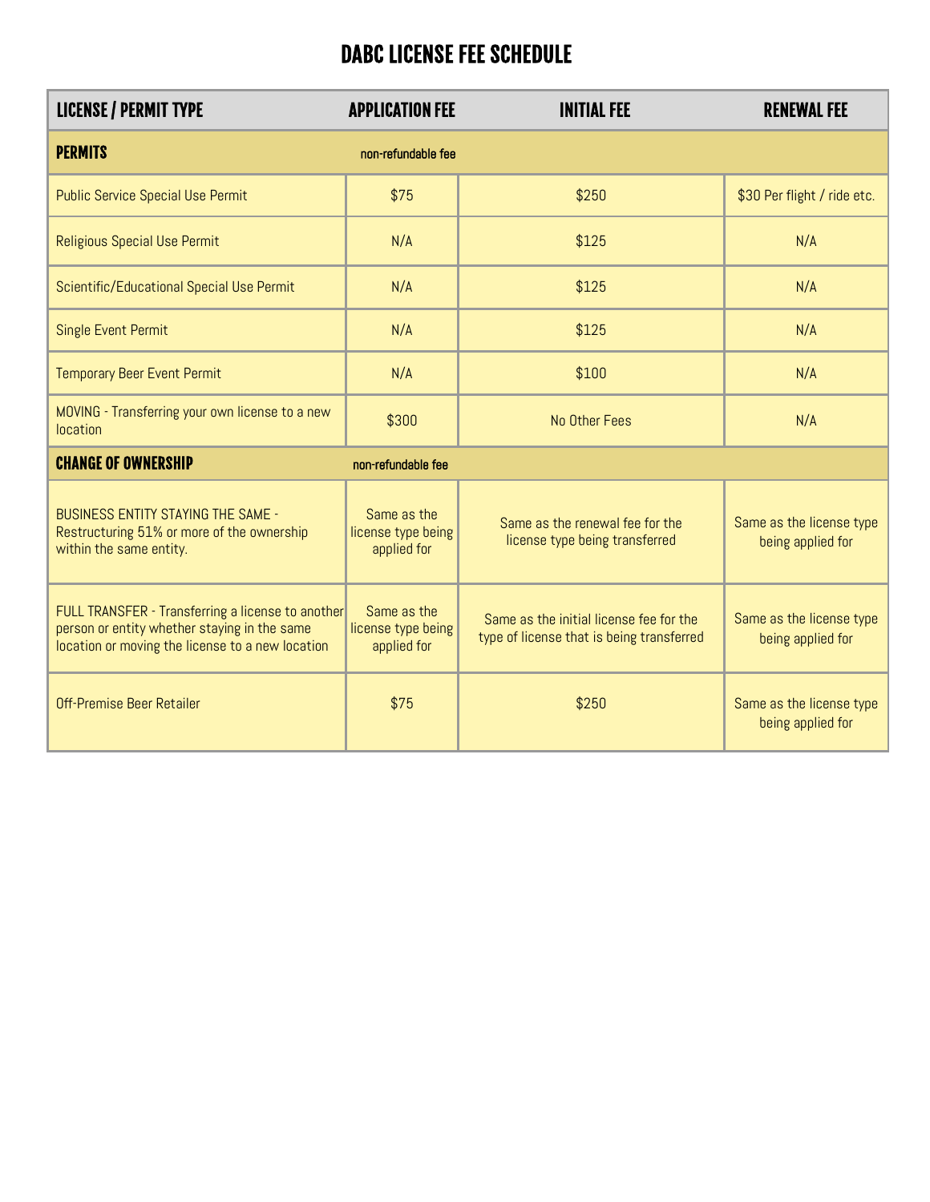# DABC LICENSE FEE SCHEDULE

| LICENSE / PERMIT TYPE | APPLICATION FEE | INITIAL FEE | RENEWAL FEE |
|---|---|---|---|
| **PERMITS** | non-refundable fee | | |
| Public Service Special Use Permit | $75 | $250 | $30 Per flight / ride etc. |
| Religious Special Use Permit | N/A | $125 | N/A |
| Scientific/Educational Special Use Permit | N/A | $125 | N/A |
| Single Event Permit | N/A | $125 | N/A |
| Temporary Beer Event Permit | N/A | $100 | N/A |
| MOVING - Transferring your own license to a new location | $300 | No Other Fees | N/A |
| **CHANGE OF OWNERSHIP** | non-refundable fee | | |
| BUSINESS ENTITY STAYING THE SAME - Restructuring 51% or more of the ownership within the same entity. | Same as the license type being applied for | Same as the renewal fee for the license type being transferred | Same as the license type being applied for |
| FULL TRANSFER - Transferring a license to another person or entity whether staying in the same location or moving the license to a new location | Same as the license type being applied for | Same as the initial license fee for the type of license that is being transferred | Same as the license type being applied for |
| Off-Premise Beer Retailer | $75 | $250 | Same as the license type being applied for |